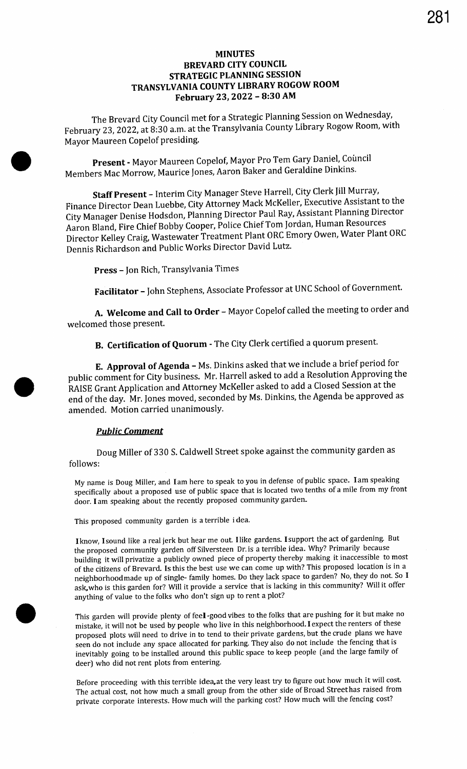# MINUTES
## BREVARD CITY COUNCIL
## STRATEGIC PLANNING SESSION
## TRANSYLVANIA COUNTY LIBRARY ROGOW ROOM
## February 23, 2022 – 8:30 AM

The Brevard City Council met for a Strategic Planning Session on Wednesday, February 23, 2022, at 8:30 a.m. at the Transylvania County Library Rogow Room, with Mayor Maureen Copelof presiding.

**Present** - Mayor Maureen Copelof, Mayor Pro Tem Gary Daniel, Council Members Mac Morrow, Maurice Jones, Aaron Baker and Geraldine Dinkins.

**Staff Present** – Interim City Manager Steve Harrell, City Clerk Jill Murray, Finance Director Dean Luebbe, City Attorney Mack McKeller, Executive Assistant to the City Manager Denise Hodsdon, Planning Director Paul Ray, Assistant Planning Director Aaron Bland, Fire Chief Bobby Cooper, Police Chief Tom Jordan, Human Resources Director Kelley Craig, Wastewater Treatment Plant ORC Emory Owen, Water Plant ORC Dennis Richardson and Public Works Director David Lutz.

**Press** – Jon Rich, Transylvania Times

**Facilitator** – John Stephens, Associate Professor at UNC School of Government.

**A. Welcome and Call to Order** – Mayor Copelof called the meeting to order and welcomed those present.

**B. Certification of Quorum** - The City Clerk certified a quorum present.

**E. Approval of Agenda** – Ms. Dinkins asked that we include a brief period for public comment for City business. Mr. Harrell asked to add a Resolution Approving the RAISE Grant Application and Attorney McKeller asked to add a Closed Session at the end of the day. Mr. Jones moved, seconded by Ms. Dinkins, the Agenda be approved as amended. Motion carried unanimously.

***Public Comment***

Doug Miller of 330 S. Caldwell Street spoke against the community garden as follows:

My name is Doug Miller, and I am here to speak to you in defense of public space. I am speaking specifically about a proposed use of public space that is located two tenths of a mile from my front door. I am speaking about the recently proposed community garden.

This proposed community garden is a terrible idea.

I know, I sound like a real jerk but hear me out. I like gardens. I support the act of gardening. But the proposed community garden off Silversteen Dr. is a terrible idea. Why? Primarily because building it will privatize a publicly owned piece of property thereby making it inaccessible to most of the citizens of Brevard. Is this the best use we can come up with? This proposed location is in a neighborhood made up of single- family homes. Do they lack space to garden? No, they do not. So I ask, who is this garden for? Will it provide a service that is lacking in this community? Will it offer anything of value to the folks who don't sign up to rent a plot?

This garden will provide plenty of feel-good vibes to the folks that are pushing for it but make no mistake, it will not be used by people who live in this neighborhood. I expect the renters of these proposed plots will need to drive in to tend to their private gardens, but the crude plans we have seen do not include any space allocated for parking. They also do not include the fencing that is inevitably going to be installed around this public space to keep people (and the large family of deer) who did not rent plots from entering.

Before proceeding with this terrible idea, at the very least try to figure out how much it will cost. The actual cost, not how much a small group from the other side of Broad Street has raised from private corporate interests. How much will the parking cost? How much will the fencing cost?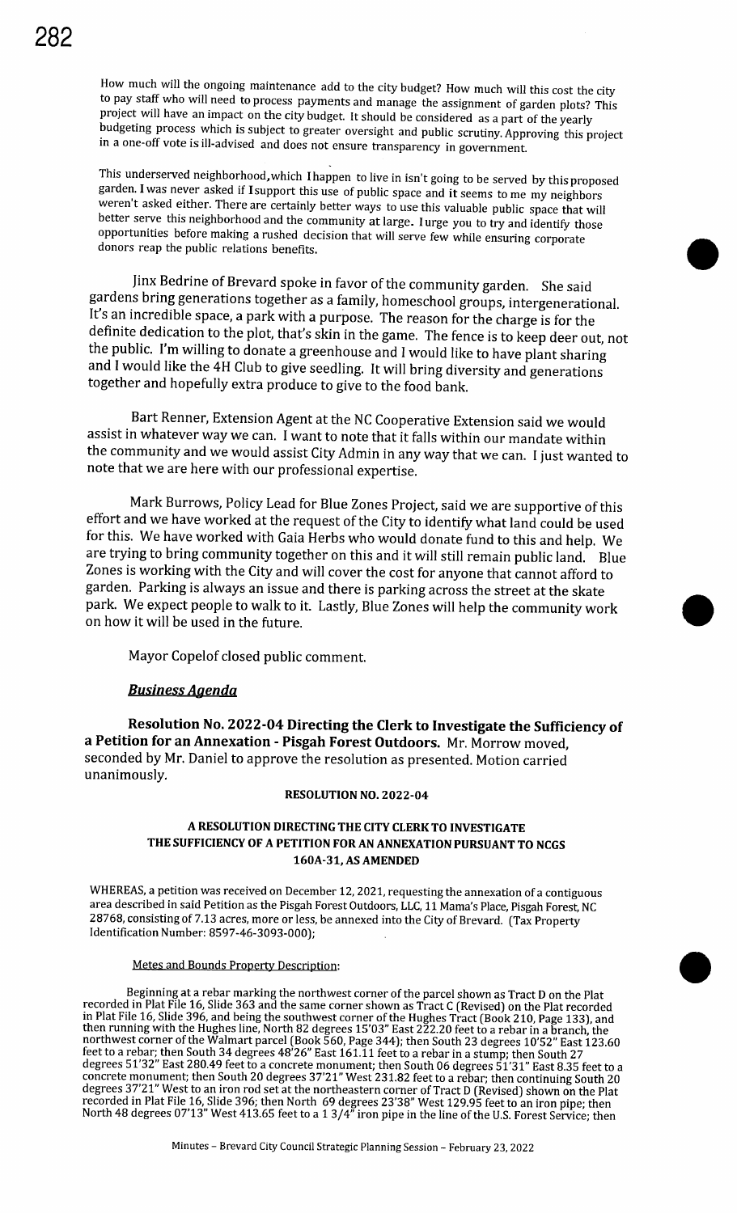How much will the ongoing maintenance add to the city budget? How much will this cost the city to pay staff who will need to process payments and manage the assignment of garden plots? This project will have an impact on the city budget. It should be considered as a part of the yearly budgeting process which is subject to greater oversight and public scrutiny. Approving this project in a one-off vote is ill-advised and does not ensure transparency in government.

This underserved neighborhood, which I happen to live in isn't going to be served by this proposed garden. I was never asked if I support this use of public space and it seems to me my neighbors weren't asked either. There are certainly better ways to use this valuable public space that will better serve this neighborhood and the community at large. I urge you to try and identify those opportunities before making a rushed decision that will serve few while ensuring corporate donors reap the public relations benefits.

Jinx Bedrine of Brevard spoke in favor of the community garden. She said gardens bring generations together as a family, homeschool groups, intergenerational. It's an incredible space, a park with a purpose. The reason for the charge is for the definite dedication to the plot, that's skin in the game. The fence is to keep deer out, not the public. I'm willing to donate a greenhouse and I would like to have plant sharing and I would like the 4H Club to give seedling. It will bring diversity and generations together and hopefully extra produce to give to the food bank.

Bart Renner, Extension Agent at the NC Cooperative Extension said we would assist in whatever way we can. I want to note that it falls within our mandate within the community and we would assist City Admin in any way that we can. I just wanted to note that we are here with our professional expertise.

Mark Burrows, Policy Lead for Blue Zones Project, said we are supportive of this effort and we have worked at the request of the City to identify what land could be used for this. We have worked with Gaia Herbs who would donate fund to this and help. We are trying to bring community together on this and it will still remain public land. Blue Zones is working with the City and will cover the cost for anyone that cannot afford to garden. Parking is always an issue and there is parking across the street at the skate park. We expect people to walk to it. Lastly, Blue Zones will help the community work on how it will be used in the future.

Mayor Copelof closed public comment.

## *Business Agenda*

**Resolution No. 2022-04 Directing the Clerk to Investigate the Sufficiency of a Petition for an Annexation - Pisgah Forest Outdoors.** Mr. Morrow moved, seconded by Mr. Daniel to approve the resolution as presented. Motion carried unanimously.

**RESOLUTION NO. 2022-04**

**A RESOLUTION DIRECTING THE CITY CLERK TO INVESTIGATE THE SUFFICIENCY OF A PETITION FOR AN ANNEXATION PURSUANT TO NCGS 160A-31, AS AMENDED**

WHEREAS, a petition was received on December 12, 2021, requesting the annexation of a contiguous area described in said Petition as the Pisgah Forest Outdoors, LLC, 11 Mama's Place, Pisgah Forest, NC 28768, consisting of 7.13 acres, more or less, be annexed into the City of Brevard. (Tax Property Identification Number: 8597-46-3093-000);

Metes and Bounds Property Description:

Beginning at a rebar marking the northwest corner of the parcel shown as Tract D on the Plat recorded in Plat File 16, Slide 363 and the same corner shown as Tract C (Revised) on the Plat recorded in Plat File 16, Slide 396, and being the southwest corner of the Hughes Tract (Book 210, Page 133), and then running with the Hughes line, North 82 degrees 15'03" East 222.20 feet to a rebar in a branch, the northwest corner of the Walmart parcel (Book 560, Page 344); then South 23 degrees 10'52" East 123.60 feet to a rebar; then South 34 degrees 48'26" East 161.11 feet to a rebar in a stump; then South 27 degrees 51'32" East 280.49 feet to a concrete monument; then South 06 degrees 51'31" East 8.35 feet to a concrete monument; then South 20 degrees 37'21" West 231.82 feet to a rebar; then continuing South 20 degrees 37'21" West to an iron rod set at the northeastern corner of Tract D (Revised) shown on the Plat recorded in Plat File 16, Slide 396; then North 69 degrees 23'38" West 129.95 feet to an iron pipe; then North 48 degrees 07'13" West 413.65 feet to a 1 3/4" iron pipe in the line of the U.S. Forest Service; then

Minutes – Brevard City Council Strategic Planning Session – February 23, 2022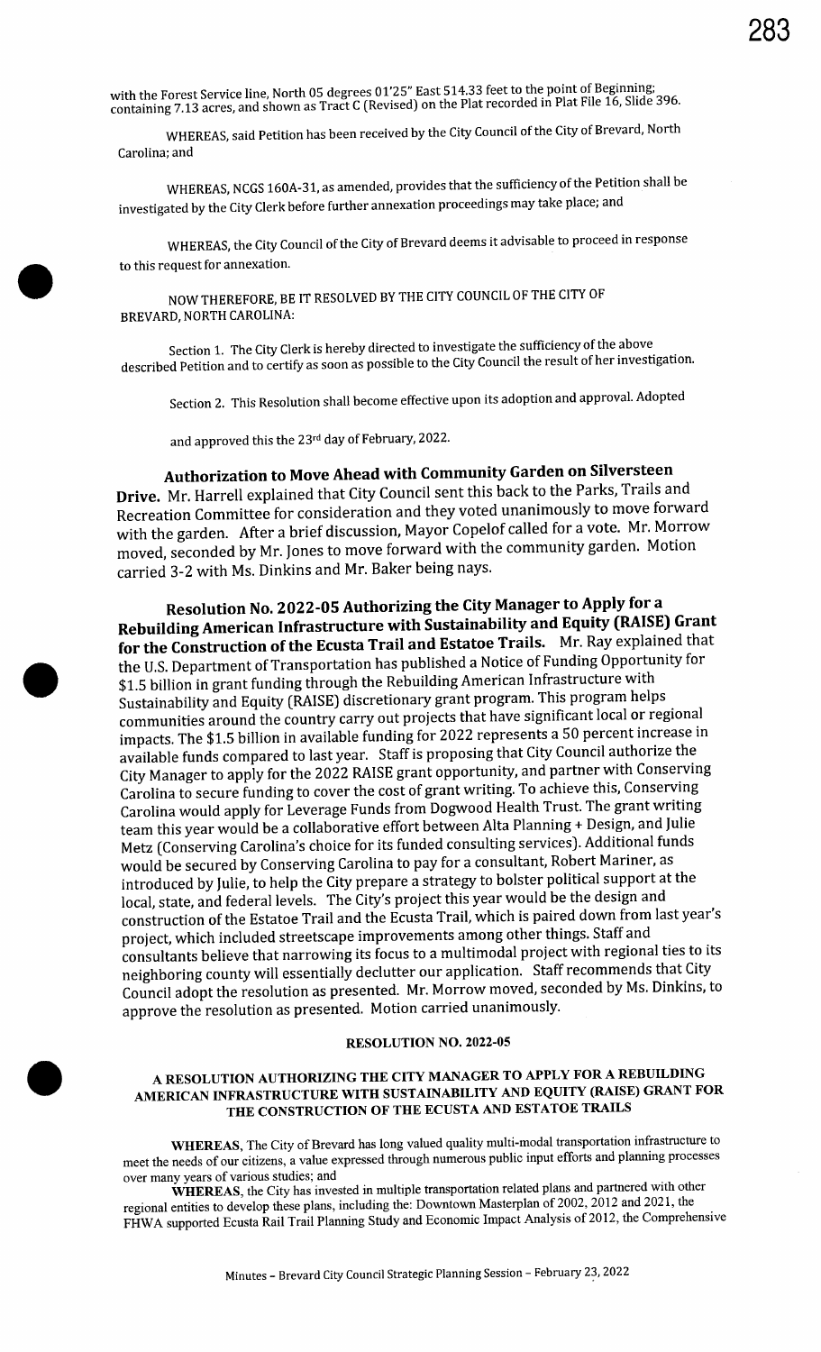with the Forest Service line, North 05 degrees 01'25" East 514.33 feet to the point of Beginning; containing 7.13 acres, and shown as Tract C (Revised) on the Plat recorded in Plat File 16, Slide 396.

WHEREAS, said Petition has been received by the City Council of the City of Brevard, North Carolina; and

WHEREAS, NCGS 160A-31, as amended, provides that the sufficiency of the Petition shall be investigated by the City Clerk before further annexation proceedings may take place; and

WHEREAS, the City Council of the City of Brevard deems it advisable to proceed in response to this request for annexation.

NOW THEREFORE, BE IT RESOLVED BY THE CITY COUNCIL OF THE CITY OF BREVARD, NORTH CAROLINA:

Section 1. The City Clerk is hereby directed to investigate the sufficiency of the above described Petition and to certify as soon as possible to the City Council the result of her investigation.

Section 2. This Resolution shall become effective upon its adoption and approval. Adopted

and approved this the 23rd day of February, 2022.

**Authorization to Move Ahead with Community Garden on Silversteen Drive.** Mr. Harrell explained that City Council sent this back to the Parks, Trails and Recreation Committee for consideration and they voted unanimously to move forward with the garden. After a brief discussion, Mayor Copelof called for a vote. Mr. Morrow moved, seconded by Mr. Jones to move forward with the community garden. Motion carried 3-2 with Ms. Dinkins and Mr. Baker being nays.

**Resolution No. 2022-05 Authorizing the City Manager to Apply for a Rebuilding American Infrastructure with Sustainability and Equity (RAISE) Grant for the Construction of the Ecusta Trail and Estatoe Trails.** Mr. Ray explained that the U.S. Department of Transportation has published a Notice of Funding Opportunity for $1.5 billion in grant funding through the Rebuilding American Infrastructure with Sustainability and Equity (RAISE) discretionary grant program. This program helps communities around the country carry out projects that have significant local or regional impacts. The $1.5 billion in available funding for 2022 represents a 50 percent increase in available funds compared to last year. Staff is proposing that City Council authorize the City Manager to apply for the 2022 RAISE grant opportunity, and partner with Conserving Carolina to secure funding to cover the cost of grant writing. To achieve this, Conserving Carolina would apply for Leverage Funds from Dogwood Health Trust. The grant writing team this year would be a collaborative effort between Alta Planning + Design, and Julie Metz (Conserving Carolina's choice for its funded consulting services). Additional funds would be secured by Conserving Carolina to pay for a consultant, Robert Mariner, as introduced by Julie, to help the City prepare a strategy to bolster political support at the local, state, and federal levels. The City's project this year would be the design and construction of the Estatoe Trail and the Ecusta Trail, which is paired down from last year's project, which included streetscape improvements among other things. Staff and consultants believe that narrowing its focus to a multimodal project with regional ties to its neighboring county will essentially declutter our application. Staff recommends that City Council adopt the resolution as presented. Mr. Morrow moved, seconded by Ms. Dinkins, to approve the resolution as presented. Motion carried unanimously.

**RESOLUTION NO. 2022-05**

**A RESOLUTION AUTHORIZING THE CITY MANAGER TO APPLY FOR A REBUILDING AMERICAN INFRASTRUCTURE WITH SUSTAINABILITY AND EQUITY (RAISE) GRANT FOR THE CONSTRUCTION OF THE ECUSTA AND ESTATOE TRAILS**

**WHEREAS**, The City of Brevard has long valued quality multi-modal transportation infrastructure to meet the needs of our citizens, a value expressed through numerous public input efforts and planning processes over many years of various studies; and

**WHEREAS**, the City has invested in multiple transportation related plans and partnered with other regional entities to develop these plans, including the: Downtown Masterplan of 2002, 2012 and 2021, the FHWA supported Ecusta Rail Trail Planning Study and Economic Impact Analysis of 2012, the Comprehensive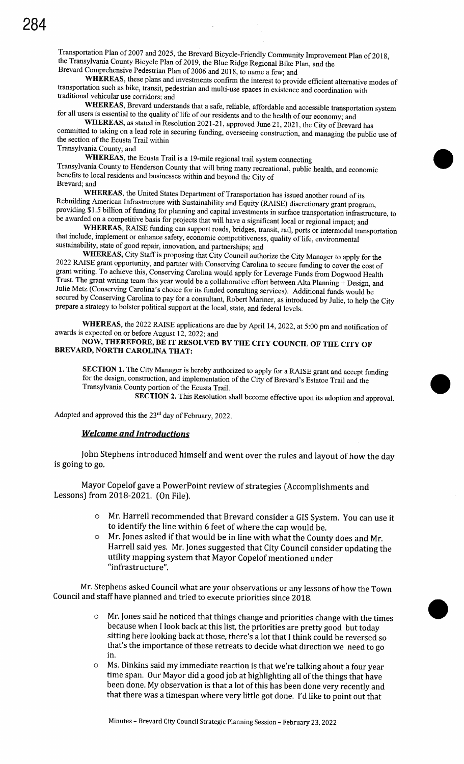Transportation Plan of 2007 and 2025, the Brevard Bicycle-Friendly Community Improvement Plan of 2018, the Transylvania County Bicycle Plan of 2019, the Blue Ridge Regional Bike Plan, and the Brevard Comprehensive Pedestrian Plan of 2006 and 2018, to name a few; and

**WHEREAS**, these plans and investments confirm the interest to provide efficient alternative modes of transportation such as bike, transit, pedestrian and multi-use spaces in existence and coordination with traditional vehicular use corridors; and

**WHEREAS**, Brevard understands that a safe, reliable, affordable and accessible transportation system for all users is essential to the quality of life of our residents and to the health of our economy; and

**WHEREAS**, as stated in Resolution 2021-21, approved June 21, 2021, the City of Brevard has committed to taking on a lead role in securing funding, overseeing construction, and managing the public use of the section of the Ecusta Trail within Transylvania County; and

**WHEREAS**, the Ecusta Trail is a 19-mile regional trail system connecting Transylvania County to Henderson County that will bring many recreational, public health, and economic benefits to local residents and businesses within and beyond the City of Brevard; and

**WHEREAS**, the United States Department of Transportation has issued another round of its Rebuilding American Infrastructure with Sustainability and Equity (RAISE) discretionary grant program, providing $1.5 billion of funding for planning and capital investments in surface transportation infrastructure, to be awarded on a competitive basis for projects that will have a significant local or regional impact; and

**WHEREAS**, RAISE funding can support roads, bridges, transit, rail, ports or intermodal transportation that include, implement or enhance safety, economic competitiveness, quality of life, environmental sustainability, state of good repair, innovation, and partnerships; and

**WHEREAS,** City Staff is proposing that City Council authorize the City Manager to apply for the 2022 RAISE grant opportunity, and partner with Conserving Carolina to secure funding to cover the cost of grant writing. To achieve this, Conserving Carolina would apply for Leverage Funds from Dogwood Health Trust. The grant writing team this year would be a collaborative effort between Alta Planning + Design, and Julie Metz (Conserving Carolina's choice for its funded consulting services). Additional funds would be secured by Conserving Carolina to pay for a consultant, Robert Mariner, as introduced by Julie, to help the City prepare a strategy to bolster political support at the local, state, and federal levels.

**WHEREAS**, the 2022 RAISE applications are due by April 14, 2022, at 5:00 pm and notification of awards is expected on or before August 12, 2022; and

**NOW, THEREFORE, BE IT RESOLVED BY THE CITY COUNCIL OF THE CITY OF BREVARD, NORTH CAROLINA THAT:**

**SECTION 1.** The City Manager is hereby authorized to apply for a RAISE grant and accept funding for the design, construction, and implementation of the City of Brevard's Estatoe Trail and the Transylvania County portion of the Ecusta Trail.

**SECTION 2.** This Resolution shall become effective upon its adoption and approval.

Adopted and approved this the 23rd day of February, 2022.

### ***Welcome and Introductions***

John Stephens introduced himself and went over the rules and layout of how the day is going to go.

Mayor Copelof gave a PowerPoint review of strategies (Accomplishments and Lessons) from 2018-2021. (On File).

- Mr. Harrell recommended that Brevard consider a GIS System. You can use it to identify the line within 6 feet of where the cap would be.
- Mr. Jones asked if that would be in line with what the County does and Mr. Harrell said yes. Mr. Jones suggested that City Council consider updating the utility mapping system that Mayor Copelof mentioned under "infrastructure".

Mr. Stephens asked Council what are your observations or any lessons of how the Town Council and staff have planned and tried to execute priorities since 2018.

- Mr. Jones said he noticed that things change and priorities change with the times because when I look back at this list, the priorities are pretty good but today sitting here looking back at those, there's a lot that I think could be reversed so that's the importance of these retreats to decide what direction we need to go in.
- Ms. Dinkins said my immediate reaction is that we're talking about a four year time span. Our Mayor did a good job at highlighting all of the things that have been done. My observation is that a lot of this has been done very recently and that there was a timespan where very little got done. I'd like to point out that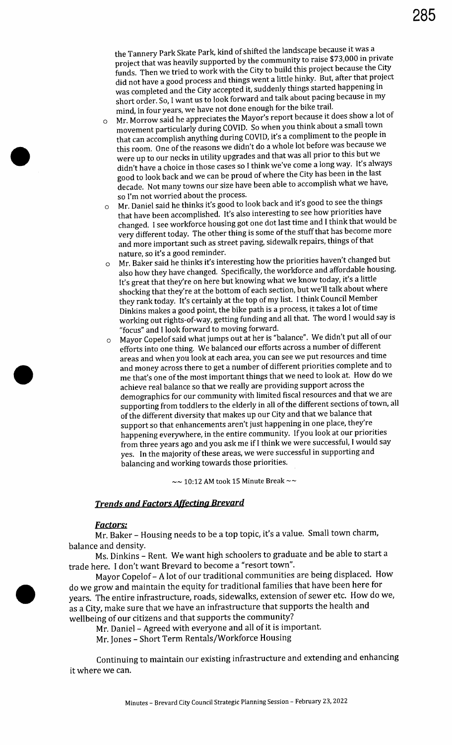the Tannery Park Skate Park, kind of shifted the landscape because it was a project that was heavily supported by the community to raise $73,000 in private funds. Then we tried to work with the City to build this project because the City did not have a good process and things went a little hinky. But, after that project was completed and the City accepted it, suddenly things started happening in short order. So, I want us to look forward and talk about pacing because in my mind, in four years, we have not done enough for the bike trail.

- Mr. Morrow said he appreciates the Mayor's report because it does show a lot of movement particularly during COVID. So when you think about a small town that can accomplish anything during COVID, it's a compliment to the people in this room. One of the reasons we didn't do a whole lot before was because we were up to our necks in utility upgrades and that was all prior to this but we didn't have a choice in those cases so I think we've come a long way. It's always good to look back and we can be proud of where the City has been in the last decade. Not many towns our size have been able to accomplish what we have, so I'm not worried about the process.
- Mr. Daniel said he thinks it's good to look back and it's good to see the things that have been accomplished. It's also interesting to see how priorities have changed. I see workforce housing got one dot last time and I think that would be very different today. The other thing is some of the stuff that has become more and more important such as street paving, sidewalk repairs, things of that nature, so it's a good reminder.
- Mr. Baker said he thinks it's interesting how the priorities haven't changed but also how they have changed. Specifically, the workforce and affordable housing. It's great that they're on here but knowing what we know today, it's a little shocking that they're at the bottom of each section, but we'll talk about where they rank today. It's certainly at the top of my list. I think Council Member Dinkins makes a good point, the bike path is a process, it takes a lot of time working out rights-of-way, getting funding and all that. The word I would say is "focus" and I look forward to moving forward.
- Mayor Copelof said what jumps out at her is "balance". We didn't put all of our efforts into one thing. We balanced our efforts across a number of different areas and when you look at each area, you can see we put resources and time and money across there to get a number of different priorities complete and to me that's one of the most important things that we need to look at. How do we achieve real balance so that we really are providing support across the demographics for our community with limited fiscal resources and that we are supporting from toddlers to the elderly in all of the different sections of town, all of the different diversity that makes up our City and that we balance that support so that enhancements aren't just happening in one place, they're happening everywhere, in the entire community. If you look at our priorities from three years ago and you ask me if I think we were successful, I would say yes. In the majority of these areas, we were successful in supporting and balancing and working towards those priorities.

~~ 10:12 AM took 15 Minute Break ~~

### ***Trends and Factors Affecting Brevard***

***Factors:***

Mr. Baker – Housing needs to be a top topic, it's a value. Small town charm, balance and density.

Ms. Dinkins – Rent. We want high schoolers to graduate and be able to start a trade here. I don't want Brevard to become a "resort town".

Mayor Copelof – A lot of our traditional communities are being displaced. How do we grow and maintain the equity for traditional families that have been here for years. The entire infrastructure, roads, sidewalks, extension of sewer etc. How do we, as a City, make sure that we have an infrastructure that supports the health and wellbeing of our citizens and that supports the community?

Mr. Daniel – Agreed with everyone and all of it is important.

Mr. Jones – Short Term Rentals/Workforce Housing

Continuing to maintain our existing infrastructure and extending and enhancing it where we can.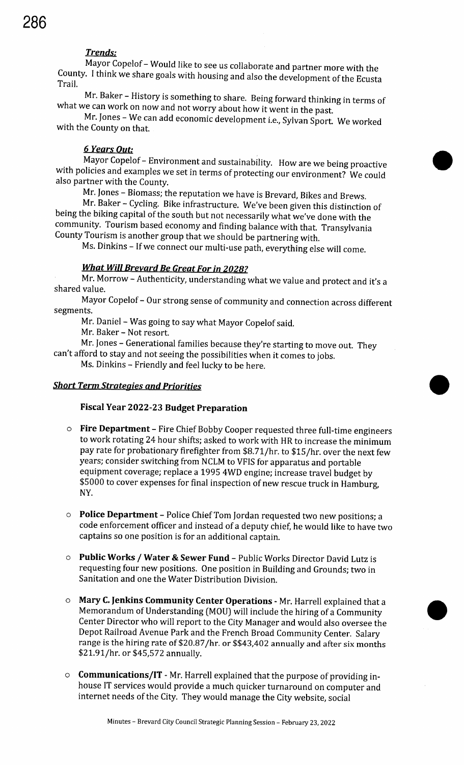***Trends:***

Mayor Copelof – Would like to see us collaborate and partner more with the County. I think we share goals with housing and also the development of the Ecusta Trail.

Mr. Baker – History is something to share. Being forward thinking in terms of what we can work on now and not worry about how it went in the past.

Mr. Jones – We can add economic development i.e., Sylvan Sport. We worked with the County on that.

***6 Years Out:***

Mayor Copelof – Environment and sustainability. How are we being proactive with policies and examples we set in terms of protecting our environment? We could also partner with the County.

Mr. Jones – Biomass; the reputation we have is Brevard, Bikes and Brews.

Mr. Baker – Cycling. Bike infrastructure. We've been given this distinction of being the biking capital of the south but not necessarily what we've done with the community. Tourism based economy and finding balance with that. Transylvania County Tourism is another group that we should be partnering with.

Ms. Dinkins – If we connect our multi-use path, everything else will come.

***What Will Brevard Be Great For in 2028?***

Mr. Morrow – Authenticity, understanding what we value and protect and it's a shared value.

Mayor Copelof – Our strong sense of community and connection across different segments.

Mr. Daniel – Was going to say what Mayor Copelof said.

Mr. Baker – Not resort.

Mr. Jones – Generational families because they're starting to move out. They can't afford to stay and not seeing the possibilities when it comes to jobs.

Ms. Dinkins – Friendly and feel lucky to be here.

***Short Term Strategies and Priorities***

**Fiscal Year 2022-23 Budget Preparation**

- **Fire Department** – Fire Chief Bobby Cooper requested three full-time engineers to work rotating 24 hour shifts; asked to work with HR to increase the minimum pay rate for probationary firefighter from $8.71/hr. to $15/hr. over the next few years; consider switching from NCLM to VFIS for apparatus and portable equipment coverage; replace a 1995 4WD engine; increase travel budget by $5000 to cover expenses for final inspection of new rescue truck in Hamburg, NY.

- **Police Department** – Police Chief Tom Jordan requested two new positions; a code enforcement officer and instead of a deputy chief, he would like to have two captains so one position is for an additional captain.

- **Public Works / Water & Sewer Fund** – Public Works Director David Lutz is requesting four new positions. One position in Building and Grounds; two in Sanitation and one the Water Distribution Division.

- **Mary C. Jenkins Community Center Operations** - Mr. Harrell explained that a Memorandum of Understanding (MOU) will include the hiring of a Community Center Director who will report to the City Manager and would also oversee the Depot Railroad Avenue Park and the French Broad Community Center. Salary range is the hiring rate of $20.87/hr. or $$43,402 annually and after six months $21.91/hr. or $45,572 annually.

- **Communications/IT** - Mr. Harrell explained that the purpose of providing in-house IT services would provide a much quicker turnaround on computer and internet needs of the City. They would manage the City website, social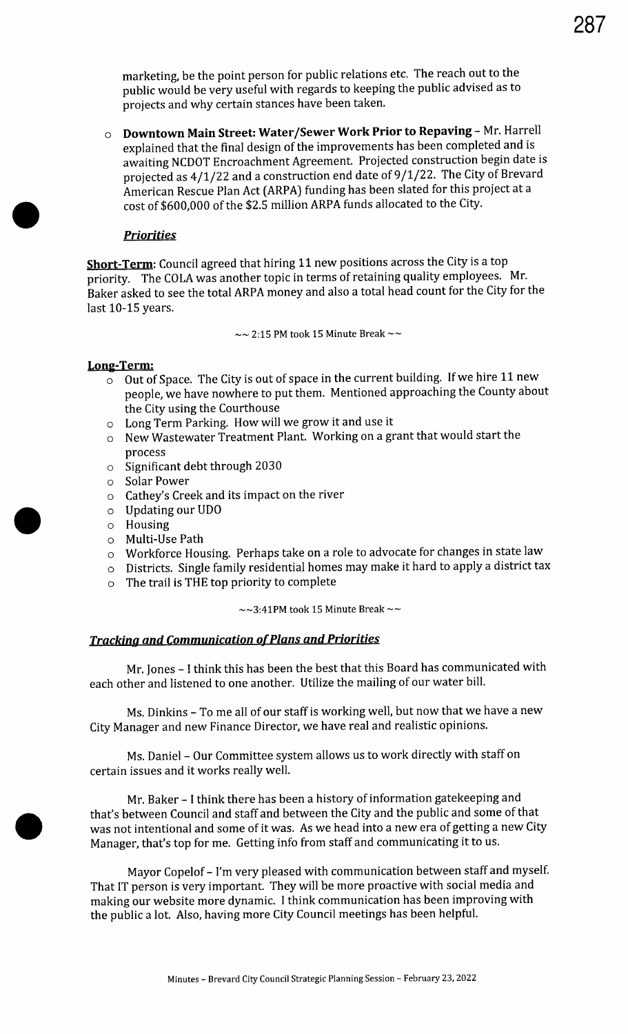marketing, be the point person for public relations etc. The reach out to the public would be very useful with regards to keeping the public advised as to projects and why certain stances have been taken.

- **Downtown Main Street: Water/Sewer Work Prior to Repaving** – Mr. Harrell explained that the final design of the improvements has been completed and is awaiting NCDOT Encroachment Agreement. Projected construction begin date is projected as 4/1/22 and a construction end date of 9/1/22. The City of Brevard American Rescue Plan Act (ARPA) funding has been slated for this project at a cost of $600,000 of the $2.5 million ARPA funds allocated to the City.

***Priorities***

**Short-Term**: Council agreed that hiring 11 new positions across the City is a top priority. The COLA was another topic in terms of retaining quality employees. Mr. Baker asked to see the total ARPA money and also a total head count for the City for the last 10-15 years.

~~ 2:15 PM took 15 Minute Break ~~

**Long-Term:**

- Out of Space. The City is out of space in the current building. If we hire 11 new people, we have nowhere to put them. Mentioned approaching the County about the City using the Courthouse
- Long Term Parking. How will we grow it and use it
- New Wastewater Treatment Plant. Working on a grant that would start the process
- Significant debt through 2030
- Solar Power
- Cathey's Creek and its impact on the river
- Updating our UDO
- Housing
- Multi-Use Path
- Workforce Housing. Perhaps take on a role to advocate for changes in state law
- Districts. Single family residential homes may make it hard to apply a district tax
- The trail is THE top priority to complete

~~3:41PM took 15 Minute Break ~~

***Tracking and Communication of Plans and Priorities***

Mr. Jones – I think this has been the best that this Board has communicated with each other and listened to one another. Utilize the mailing of our water bill.

Ms. Dinkins – To me all of our staff is working well, but now that we have a new City Manager and new Finance Director, we have real and realistic opinions.

Ms. Daniel – Our Committee system allows us to work directly with staff on certain issues and it works really well.

Mr. Baker – I think there has been a history of information gatekeeping and that's between Council and staff and between the City and the public and some of that was not intentional and some of it was. As we head into a new era of getting a new City Manager, that's top for me. Getting info from staff and communicating it to us.

Mayor Copelof – I'm very pleased with communication between staff and myself. That IT person is very important. They will be more proactive with social media and making our website more dynamic. I think communication has been improving with the public a lot. Also, having more City Council meetings has been helpful.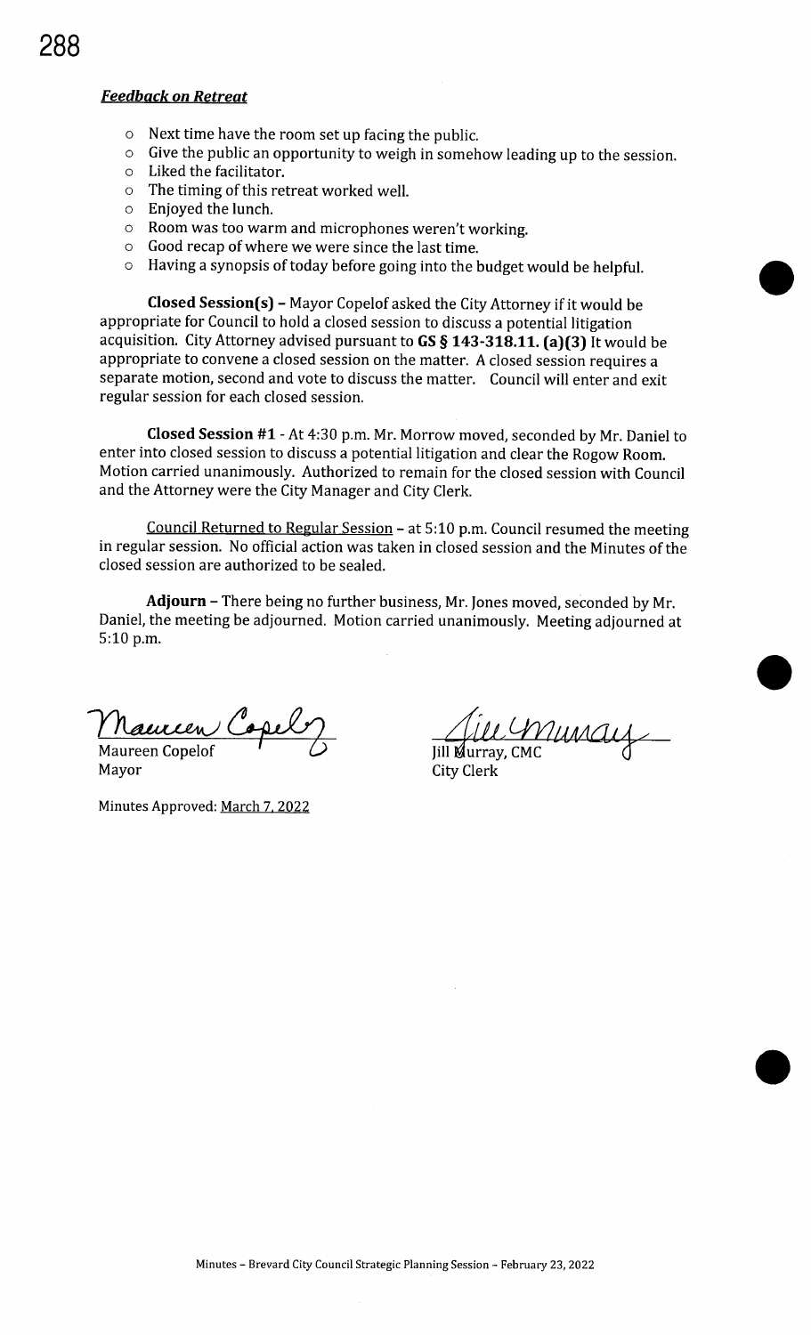***Feedback on Retreat***

- Next time have the room set up facing the public.
- Give the public an opportunity to weigh in somehow leading up to the session.
- Liked the facilitator.
- The timing of this retreat worked well.
- Enjoyed the lunch.
- Room was too warm and microphones weren't working.
- Good recap of where we were since the last time.
- Having a synopsis of today before going into the budget would be helpful.

**Closed Session(s) –** Mayor Copelof asked the City Attorney if it would be appropriate for Council to hold a closed session to discuss a potential litigation acquisition. City Attorney advised pursuant to **GS § 143-318.11. (a)(3)** It would be appropriate to convene a closed session on the matter. A closed session requires a separate motion, second and vote to discuss the matter. Council will enter and exit regular session for each closed session.

**Closed Session #1** - At 4:30 p.m. Mr. Morrow moved, seconded by Mr. Daniel to enter into closed session to discuss a potential litigation and clear the Rogow Room. Motion carried unanimously. Authorized to remain for the closed session with Council and the Attorney were the City Manager and City Clerk.

<u>Council Returned to Regular Session</u> – at 5:10 p.m. Council resumed the meeting in regular session. No official action was taken in closed session and the Minutes of the closed session are authorized to be sealed.

**Adjourn –** There being no further business, Mr. Jones moved, seconded by Mr. Daniel, the meeting be adjourned. Motion carried unanimously. Meeting adjourned at 5:10 p.m.

Maureen Copelof
Mayor

Jill Murray, CMC
City Clerk

Minutes Approved: <u>March 7, 2022</u>